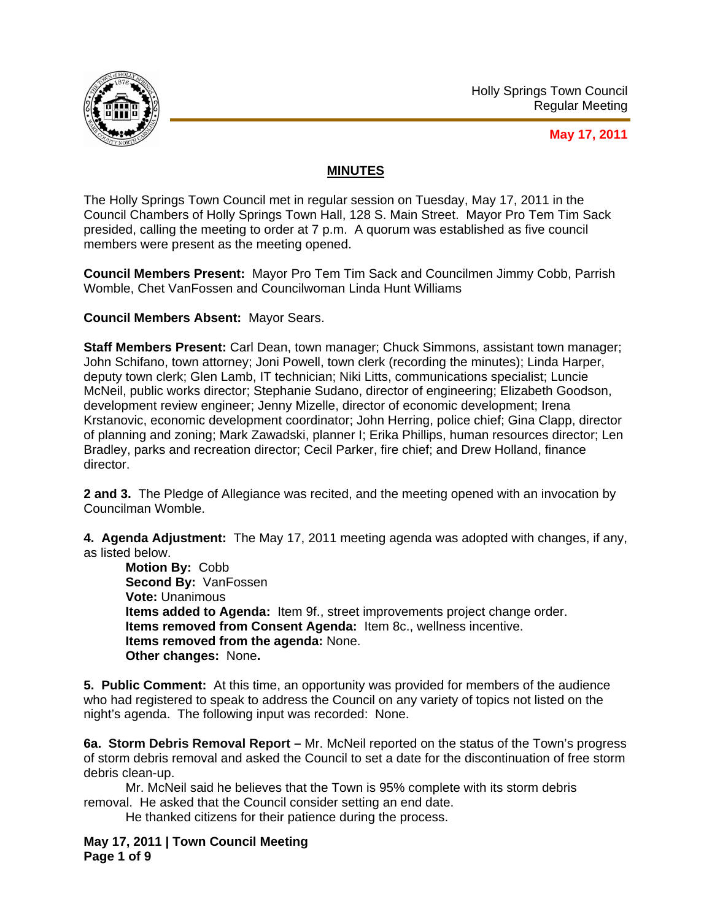Holly Springs Town Council
Regular Meeting

**May 17, 2011**

## MINUTES

The Holly Springs Town Council met in regular session on Tuesday, May 17, 2011 in the Council Chambers of Holly Springs Town Hall, 128 S. Main Street. Mayor Pro Tem Tim Sack presided, calling the meeting to order at 7 p.m. A quorum was established as five council members were present as the meeting opened.

**Council Members Present:** Mayor Pro Tem Tim Sack and Councilmen Jimmy Cobb, Parrish Womble, Chet VanFossen and Councilwoman Linda Hunt Williams

**Council Members Absent:** Mayor Sears.

**Staff Members Present:** Carl Dean, town manager; Chuck Simmons, assistant town manager; John Schifano, town attorney; Joni Powell, town clerk (recording the minutes); Linda Harper, deputy town clerk; Glen Lamb, IT technician; Niki Litts, communications specialist; Luncie McNeil, public works director; Stephanie Sudano, director of engineering; Elizabeth Goodson, development review engineer; Jenny Mizelle, director of economic development; Irena Krstanovic, economic development coordinator; John Herring, police chief; Gina Clapp, director of planning and zoning; Mark Zawadski, planner I; Erika Phillips, human resources director; Len Bradley, parks and recreation director; Cecil Parker, fire chief; and Drew Holland, finance director.

**2 and 3.** The Pledge of Allegiance was recited, and the meeting opened with an invocation by Councilman Womble.

**4. Agenda Adjustment:** The May 17, 2011 meeting agenda was adopted with changes, if any, as listed below.

**Motion By:** Cobb
**Second By:** VanFossen
**Vote:** Unanimous
**Items added to Agenda:** Item 9f., street improvements project change order.
**Items removed from Consent Agenda:** Item 8c., wellness incentive.
**Items removed from the agenda:** None.
**Other changes:** None**.**

**5. Public Comment:** At this time, an opportunity was provided for members of the audience who had registered to speak to address the Council on any variety of topics not listed on the night's agenda. The following input was recorded: None.

**6a. Storm Debris Removal Report –** Mr. McNeil reported on the status of the Town's progress of storm debris removal and asked the Council to set a date for the discontinuation of free storm debris clean-up.

Mr. McNeil said he believes that the Town is 95% complete with its storm debris removal. He asked that the Council consider setting an end date.

He thanked citizens for their patience during the process.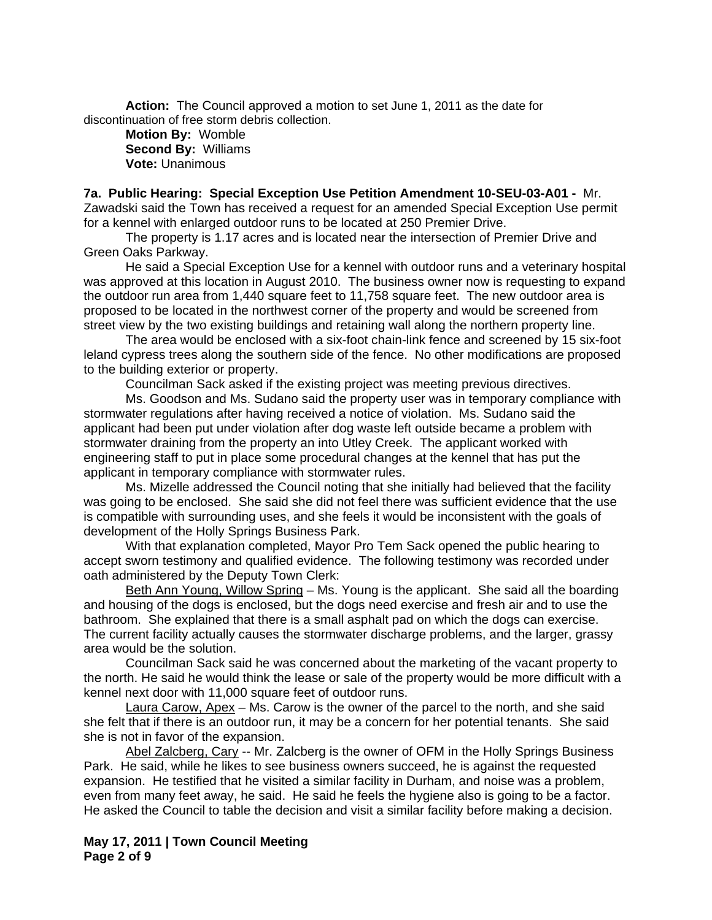**Action:** The Council approved a motion to set June 1, 2011 as the date for discontinuation of free storm debris collection.

**Motion By:** Womble
**Second By:** Williams
**Vote:** Unanimous

**7a. Public Hearing: Special Exception Use Petition Amendment 10-SEU-03-A01 -** Mr. Zawadski said the Town has received a request for an amended Special Exception Use permit for a kennel with enlarged outdoor runs to be located at 250 Premier Drive.

The property is 1.17 acres and is located near the intersection of Premier Drive and Green Oaks Parkway.

He said a Special Exception Use for a kennel with outdoor runs and a veterinary hospital was approved at this location in August 2010. The business owner now is requesting to expand the outdoor run area from 1,440 square feet to 11,758 square feet. The new outdoor area is proposed to be located in the northwest corner of the property and would be screened from street view by the two existing buildings and retaining wall along the northern property line.

The area would be enclosed with a six-foot chain-link fence and screened by 15 six-foot leland cypress trees along the southern side of the fence. No other modifications are proposed to the building exterior or property.

Councilman Sack asked if the existing project was meeting previous directives.

Ms. Goodson and Ms. Sudano said the property user was in temporary compliance with stormwater regulations after having received a notice of violation. Ms. Sudano said the applicant had been put under violation after dog waste left outside became a problem with stormwater draining from the property an into Utley Creek. The applicant worked with engineering staff to put in place some procedural changes at the kennel that has put the applicant in temporary compliance with stormwater rules.

Ms. Mizelle addressed the Council noting that she initially had believed that the facility was going to be enclosed. She said she did not feel there was sufficient evidence that the use is compatible with surrounding uses, and she feels it would be inconsistent with the goals of development of the Holly Springs Business Park.

With that explanation completed, Mayor Pro Tem Sack opened the public hearing to accept sworn testimony and qualified evidence. The following testimony was recorded under oath administered by the Deputy Town Clerk:

Beth Ann Young, Willow Spring – Ms. Young is the applicant. She said all the boarding and housing of the dogs is enclosed, but the dogs need exercise and fresh air and to use the bathroom. She explained that there is a small asphalt pad on which the dogs can exercise. The current facility actually causes the stormwater discharge problems, and the larger, grassy area would be the solution.

Councilman Sack said he was concerned about the marketing of the vacant property to the north. He said he would think the lease or sale of the property would be more difficult with a kennel next door with 11,000 square feet of outdoor runs.

Laura Carow, Apex – Ms. Carow is the owner of the parcel to the north, and she said she felt that if there is an outdoor run, it may be a concern for her potential tenants. She said she is not in favor of the expansion.

Abel Zalcberg, Cary -- Mr. Zalcberg is the owner of OFM in the Holly Springs Business Park. He said, while he likes to see business owners succeed, he is against the requested expansion. He testified that he visited a similar facility in Durham, and noise was a problem, even from many feet away, he said. He said he feels the hygiene also is going to be a factor. He asked the Council to table the decision and visit a similar facility before making a decision.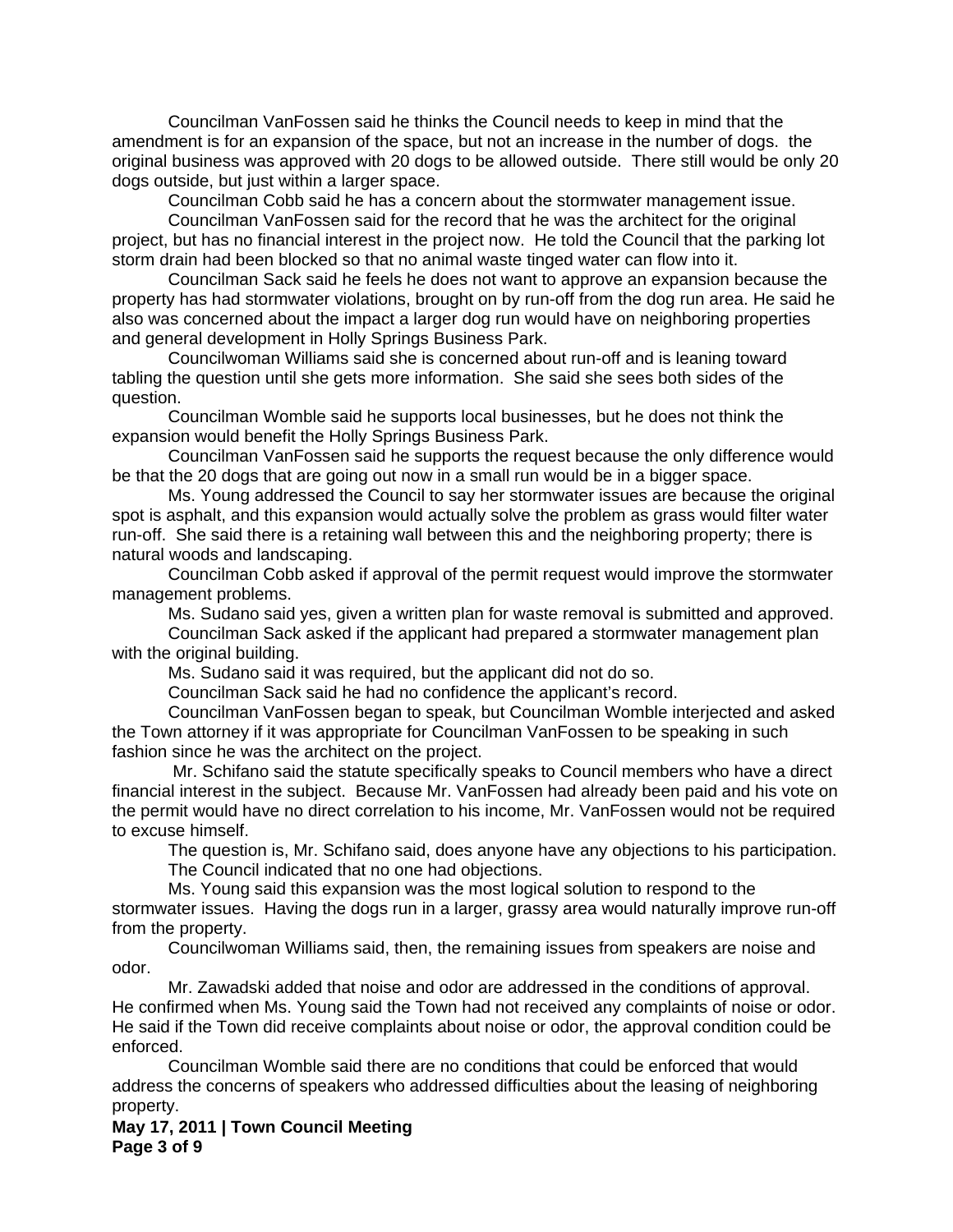Councilman VanFossen said he thinks the Council needs to keep in mind that the amendment is for an expansion of the space, but not an increase in the number of dogs. the original business was approved with 20 dogs to be allowed outside. There still would be only 20 dogs outside, but just within a larger space.

Councilman Cobb said he has a concern about the stormwater management issue.

Councilman VanFossen said for the record that he was the architect for the original project, but has no financial interest in the project now. He told the Council that the parking lot storm drain had been blocked so that no animal waste tinged water can flow into it.

Councilman Sack said he feels he does not want to approve an expansion because the property has had stormwater violations, brought on by run-off from the dog run area. He said he also was concerned about the impact a larger dog run would have on neighboring properties and general development in Holly Springs Business Park.

Councilwoman Williams said she is concerned about run-off and is leaning toward tabling the question until she gets more information. She said she sees both sides of the question.

Councilman Womble said he supports local businesses, but he does not think the expansion would benefit the Holly Springs Business Park.

Councilman VanFossen said he supports the request because the only difference would be that the 20 dogs that are going out now in a small run would be in a bigger space.

Ms. Young addressed the Council to say her stormwater issues are because the original spot is asphalt, and this expansion would actually solve the problem as grass would filter water run-off. She said there is a retaining wall between this and the neighboring property; there is natural woods and landscaping.

Councilman Cobb asked if approval of the permit request would improve the stormwater management problems.

Ms. Sudano said yes, given a written plan for waste removal is submitted and approved.

Councilman Sack asked if the applicant had prepared a stormwater management plan with the original building.

Ms. Sudano said it was required, but the applicant did not do so.

Councilman Sack said he had no confidence the applicant's record.

Councilman VanFossen began to speak, but Councilman Womble interjected and asked the Town attorney if it was appropriate for Councilman VanFossen to be speaking in such fashion since he was the architect on the project.

Mr. Schifano said the statute specifically speaks to Council members who have a direct financial interest in the subject. Because Mr. VanFossen had already been paid and his vote on the permit would have no direct correlation to his income, Mr. VanFossen would not be required to excuse himself.

The question is, Mr. Schifano said, does anyone have any objections to his participation.

The Council indicated that no one had objections.

Ms. Young said this expansion was the most logical solution to respond to the stormwater issues. Having the dogs run in a larger, grassy area would naturally improve run-off from the property.

Councilwoman Williams said, then, the remaining issues from speakers are noise and odor.

Mr. Zawadski added that noise and odor are addressed in the conditions of approval. He confirmed when Ms. Young said the Town had not received any complaints of noise or odor. He said if the Town did receive complaints about noise or odor, the approval condition could be enforced.

Councilman Womble said there are no conditions that could be enforced that would address the concerns of speakers who addressed difficulties about the leasing of neighboring property.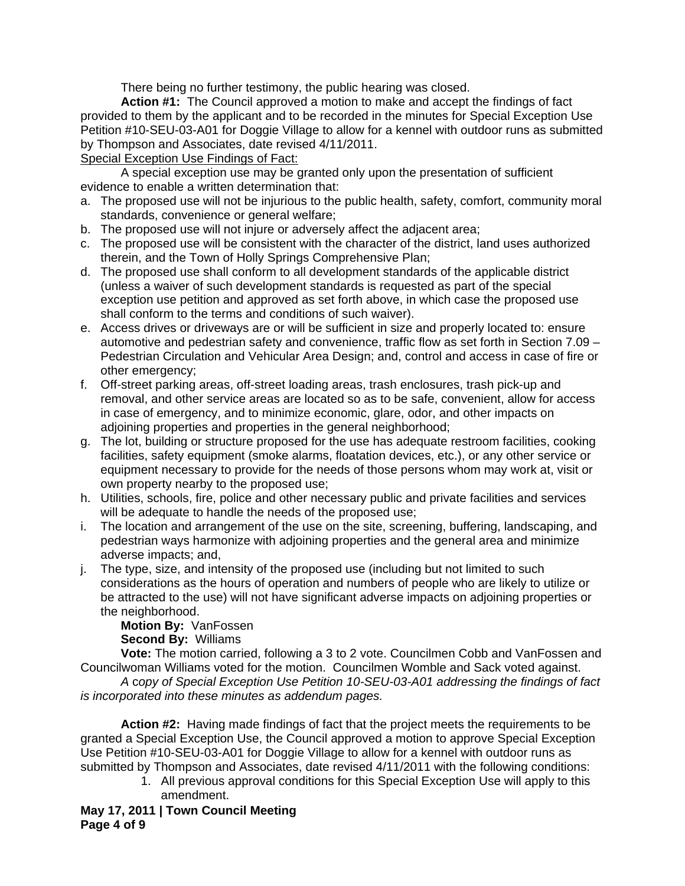There being no further testimony, the public hearing was closed.

**Action #1:** The Council approved a motion to make and accept the findings of fact provided to them by the applicant and to be recorded in the minutes for Special Exception Use Petition #10-SEU-03-A01 for Doggie Village to allow for a kennel with outdoor runs as submitted by Thompson and Associates, date revised 4/11/2011.

<u>Special Exception Use Findings of Fact:</u>

A special exception use may be granted only upon the presentation of sufficient evidence to enable a written determination that:

a. The proposed use will not be injurious to the public health, safety, comfort, community moral standards, convenience or general welfare;
b. The proposed use will not injure or adversely affect the adjacent area;
c. The proposed use will be consistent with the character of the district, land uses authorized therein, and the Town of Holly Springs Comprehensive Plan;
d. The proposed use shall conform to all development standards of the applicable district (unless a waiver of such development standards is requested as part of the special exception use petition and approved as set forth above, in which case the proposed use shall conform to the terms and conditions of such waiver).
e. Access drives or driveways are or will be sufficient in size and properly located to: ensure automotive and pedestrian safety and convenience, traffic flow as set forth in Section 7.09 – Pedestrian Circulation and Vehicular Area Design; and, control and access in case of fire or other emergency;
f. Off-street parking areas, off-street loading areas, trash enclosures, trash pick-up and removal, and other service areas are located so as to be safe, convenient, allow for access in case of emergency, and to minimize economic, glare, odor, and other impacts on adjoining properties and properties in the general neighborhood;
g. The lot, building or structure proposed for the use has adequate restroom facilities, cooking facilities, safety equipment (smoke alarms, floatation devices, etc.), or any other service or equipment necessary to provide for the needs of those persons whom may work at, visit or own property nearby to the proposed use;
h. Utilities, schools, fire, police and other necessary public and private facilities and services will be adequate to handle the needs of the proposed use;
i. The location and arrangement of the use on the site, screening, buffering, landscaping, and pedestrian ways harmonize with adjoining properties and the general area and minimize adverse impacts; and,
j. The type, size, and intensity of the proposed use (including but not limited to such considerations as the hours of operation and numbers of people who are likely to utilize or be attracted to the use) will not have significant adverse impacts on adjoining properties or the neighborhood.

**Motion By:** VanFossen
**Second By:** Williams
**Vote:** The motion carried, following a 3 to 2 vote. Councilmen Cobb and VanFossen and Councilwoman Williams voted for the motion. Councilmen Womble and Sack voted against.

*A copy of Special Exception Use Petition 10-SEU-03-A01 addressing the findings of fact is incorporated into these minutes as addendum pages.*

**Action #2:** Having made findings of fact that the project meets the requirements to be granted a Special Exception Use, the Council approved a motion to approve Special Exception Use Petition #10-SEU-03-A01 for Doggie Village to allow for a kennel with outdoor runs as submitted by Thompson and Associates, date revised 4/11/2011 with the following conditions:

1. All previous approval conditions for this Special Exception Use will apply to this amendment.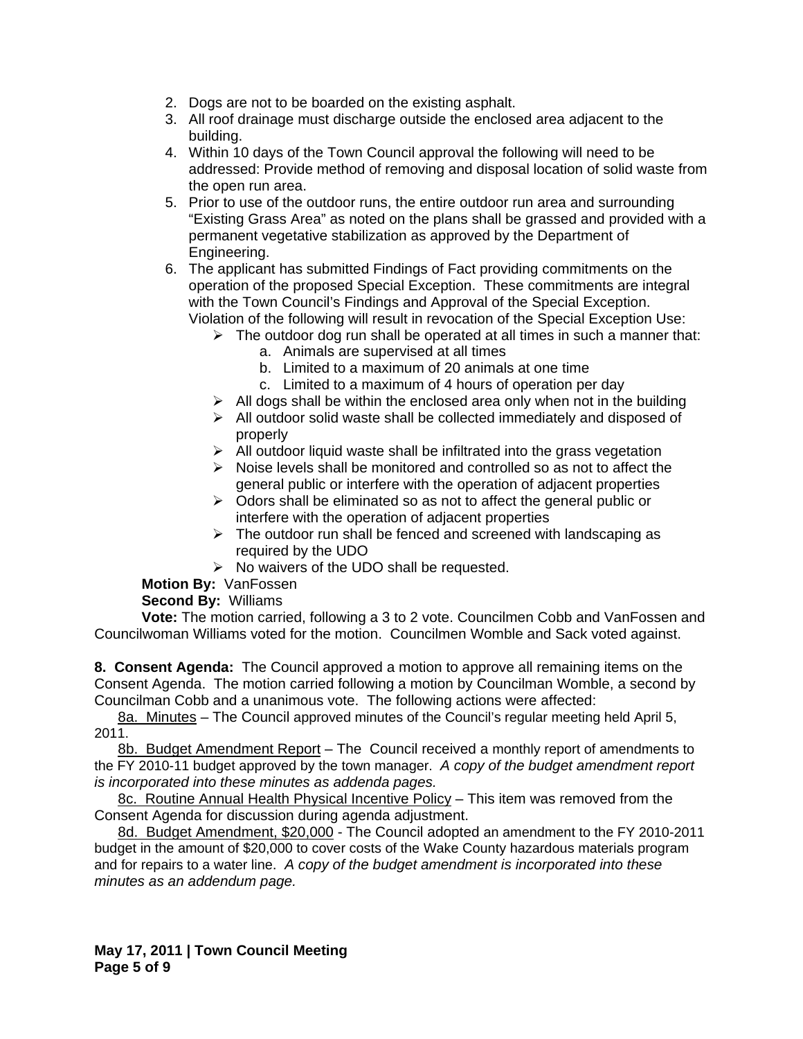2. Dogs are not to be boarded on the existing asphalt.
3. All roof drainage must discharge outside the enclosed area adjacent to the building.
4. Within 10 days of the Town Council approval the following will need to be addressed: Provide method of removing and disposal location of solid waste from the open run area.
5. Prior to use of the outdoor runs, the entire outdoor run area and surrounding "Existing Grass Area" as noted on the plans shall be grassed and provided with a permanent vegetative stabilization as approved by the Department of Engineering.
6. The applicant has submitted Findings of Fact providing commitments on the operation of the proposed Special Exception. These commitments are integral with the Town Council's Findings and Approval of the Special Exception. Violation of the following will result in revocation of the Special Exception Use:
   - The outdoor dog run shall be operated at all times in such a manner that:
     a. Animals are supervised at all times
     b. Limited to a maximum of 20 animals at one time
     c. Limited to a maximum of 4 hours of operation per day
   - All dogs shall be within the enclosed area only when not in the building
   - All outdoor solid waste shall be collected immediately and disposed of properly
   - All outdoor liquid waste shall be infiltrated into the grass vegetation
   - Noise levels shall be monitored and controlled so as not to affect the general public or interfere with the operation of adjacent properties
   - Odors shall be eliminated so as not to affect the general public or interfere with the operation of adjacent properties
   - The outdoor run shall be fenced and screened with landscaping as required by the UDO
   - No waivers of the UDO shall be requested.

**Motion By:** VanFossen

**Second By:** Williams

**Vote:** The motion carried, following a 3 to 2 vote. Councilmen Cobb and VanFossen and Councilwoman Williams voted for the motion. Councilmen Womble and Sack voted against.

**8. Consent Agenda:** The Council approved a motion to approve all remaining items on the Consent Agenda. The motion carried following a motion by Councilman Womble, a second by Councilman Cobb and a unanimous vote. The following actions were affected:

8a. Minutes – The Council approved minutes of the Council's regular meeting held April 5, 2011.

8b. Budget Amendment Report – The Council received a monthly report of amendments to the FY 2010-11 budget approved by the town manager. *A copy of the budget amendment report is incorporated into these minutes as addenda pages.*

8c. Routine Annual Health Physical Incentive Policy – This item was removed from the Consent Agenda for discussion during agenda adjustment.

8d. Budget Amendment, $20,000 - The Council adopted an amendment to the FY 2010-2011 budget in the amount of $20,000 to cover costs of the Wake County hazardous materials program and for repairs to a water line. *A copy of the budget amendment is incorporated into these minutes as an addendum page.*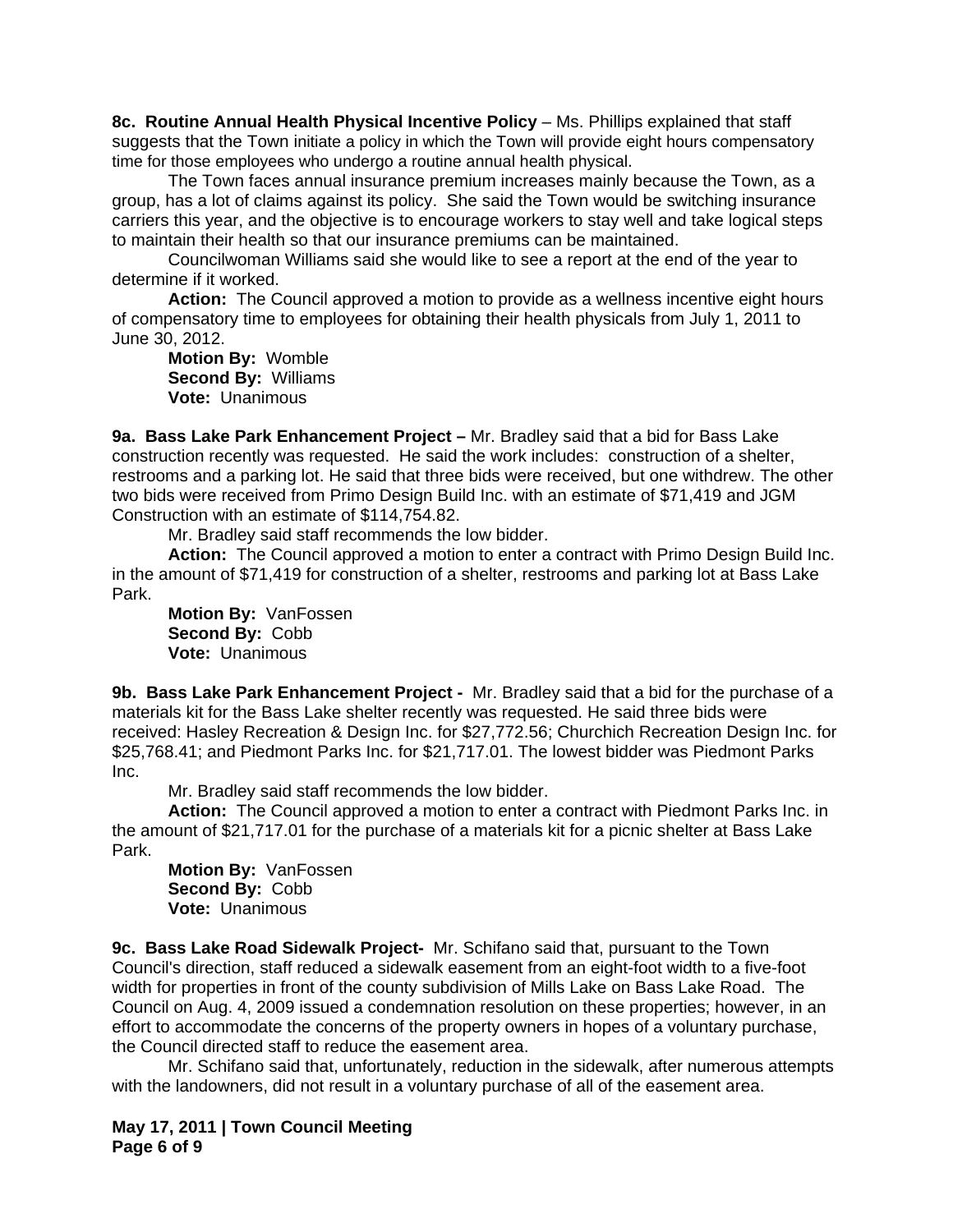**8c. Routine Annual Health Physical Incentive Policy** – Ms. Phillips explained that staff suggests that the Town initiate a policy in which the Town will provide eight hours compensatory time for those employees who undergo a routine annual health physical.

The Town faces annual insurance premium increases mainly because the Town, as a group, has a lot of claims against its policy. She said the Town would be switching insurance carriers this year, and the objective is to encourage workers to stay well and take logical steps to maintain their health so that our insurance premiums can be maintained.

Councilwoman Williams said she would like to see a report at the end of the year to determine if it worked.

**Action:** The Council approved a motion to provide as a wellness incentive eight hours of compensatory time to employees for obtaining their health physicals from July 1, 2011 to June 30, 2012.

**Motion By:** Womble
**Second By:** Williams
**Vote:** Unanimous

**9a. Bass Lake Park Enhancement Project –** Mr. Bradley said that a bid for Bass Lake construction recently was requested. He said the work includes: construction of a shelter, restrooms and a parking lot. He said that three bids were received, but one withdrew. The other two bids were received from Primo Design Build Inc. with an estimate of $71,419 and JGM Construction with an estimate of $114,754.82.

Mr. Bradley said staff recommends the low bidder.

**Action:** The Council approved a motion to enter a contract with Primo Design Build Inc. in the amount of $71,419 for construction of a shelter, restrooms and parking lot at Bass Lake Park.

**Motion By:** VanFossen
**Second By:** Cobb
**Vote:** Unanimous

**9b. Bass Lake Park Enhancement Project -** Mr. Bradley said that a bid for the purchase of a materials kit for the Bass Lake shelter recently was requested. He said three bids were received: Hasley Recreation & Design Inc. for $27,772.56; Churchich Recreation Design Inc. for $25,768.41; and Piedmont Parks Inc. for $21,717.01. The lowest bidder was Piedmont Parks Inc.

Mr. Bradley said staff recommends the low bidder.

**Action:** The Council approved a motion to enter a contract with Piedmont Parks Inc. in the amount of $21,717.01 for the purchase of a materials kit for a picnic shelter at Bass Lake Park.

**Motion By:** VanFossen
**Second By:** Cobb
**Vote:** Unanimous

**9c. Bass Lake Road Sidewalk Project-** Mr. Schifano said that, pursuant to the Town Council's direction, staff reduced a sidewalk easement from an eight-foot width to a five-foot width for properties in front of the county subdivision of Mills Lake on Bass Lake Road. The Council on Aug. 4, 2009 issued a condemnation resolution on these properties; however, in an effort to accommodate the concerns of the property owners in hopes of a voluntary purchase, the Council directed staff to reduce the easement area.

Mr. Schifano said that, unfortunately, reduction in the sidewalk, after numerous attempts with the landowners, did not result in a voluntary purchase of all of the easement area.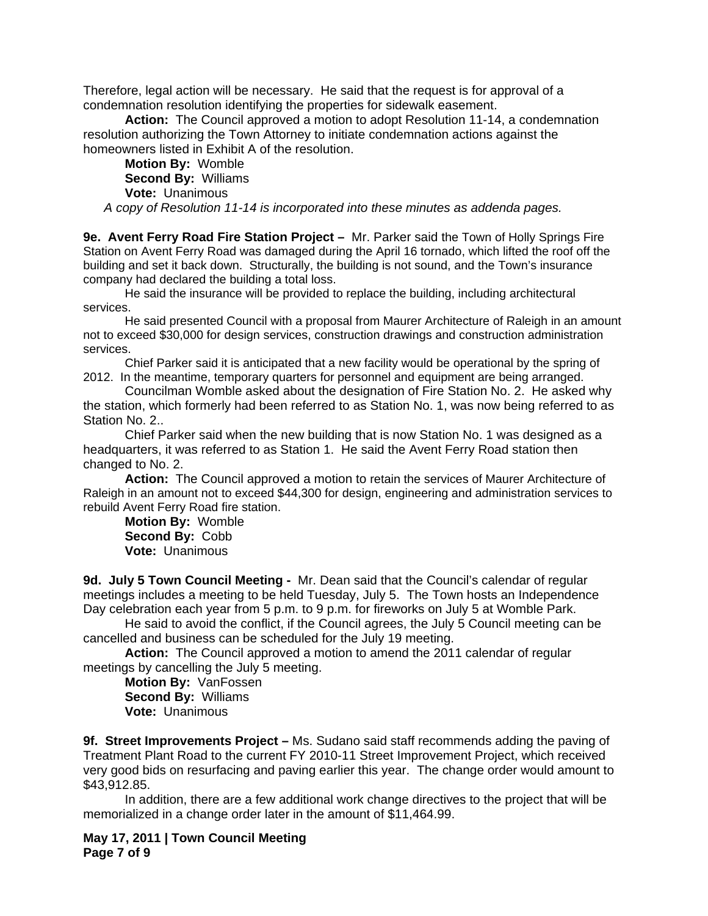Therefore, legal action will be necessary. He said that the request is for approval of a condemnation resolution identifying the properties for sidewalk easement.

**Action:** The Council approved a motion to adopt Resolution 11-14, a condemnation resolution authorizing the Town Attorney to initiate condemnation actions against the homeowners listed in Exhibit A of the resolution.

**Motion By:** Womble
**Second By:** Williams
**Vote:** Unanimous

*A copy of Resolution 11-14 is incorporated into these minutes as addenda pages.*

**9e. Avent Ferry Road Fire Station Project –** Mr. Parker said the Town of Holly Springs Fire Station on Avent Ferry Road was damaged during the April 16 tornado, which lifted the roof off the building and set it back down. Structurally, the building is not sound, and the Town's insurance company had declared the building a total loss.

He said the insurance will be provided to replace the building, including architectural services.

He said presented Council with a proposal from Maurer Architecture of Raleigh in an amount not to exceed $30,000 for design services, construction drawings and construction administration services.

Chief Parker said it is anticipated that a new facility would be operational by the spring of 2012. In the meantime, temporary quarters for personnel and equipment are being arranged.

Councilman Womble asked about the designation of Fire Station No. 2. He asked why the station, which formerly had been referred to as Station No. 1, was now being referred to as Station No. 2..

Chief Parker said when the new building that is now Station No. 1 was designed as a headquarters, it was referred to as Station 1. He said the Avent Ferry Road station then changed to No. 2.

**Action:** The Council approved a motion to retain the services of Maurer Architecture of Raleigh in an amount not to exceed $44,300 for design, engineering and administration services to rebuild Avent Ferry Road fire station.

**Motion By:** Womble
**Second By:** Cobb
**Vote:** Unanimous

**9d. July 5 Town Council Meeting -** Mr. Dean said that the Council's calendar of regular meetings includes a meeting to be held Tuesday, July 5. The Town hosts an Independence Day celebration each year from 5 p.m. to 9 p.m. for fireworks on July 5 at Womble Park.

He said to avoid the conflict, if the Council agrees, the July 5 Council meeting can be cancelled and business can be scheduled for the July 19 meeting.

**Action:** The Council approved a motion to amend the 2011 calendar of regular meetings by cancelling the July 5 meeting.

**Motion By:** VanFossen
**Second By:** Williams
**Vote:** Unanimous

**9f. Street Improvements Project –** Ms. Sudano said staff recommends adding the paving of Treatment Plant Road to the current FY 2010-11 Street Improvement Project, which received very good bids on resurfacing and paving earlier this year. The change order would amount to $43,912.85.

In addition, there are a few additional work change directives to the project that will be memorialized in a change order later in the amount of $11,464.99.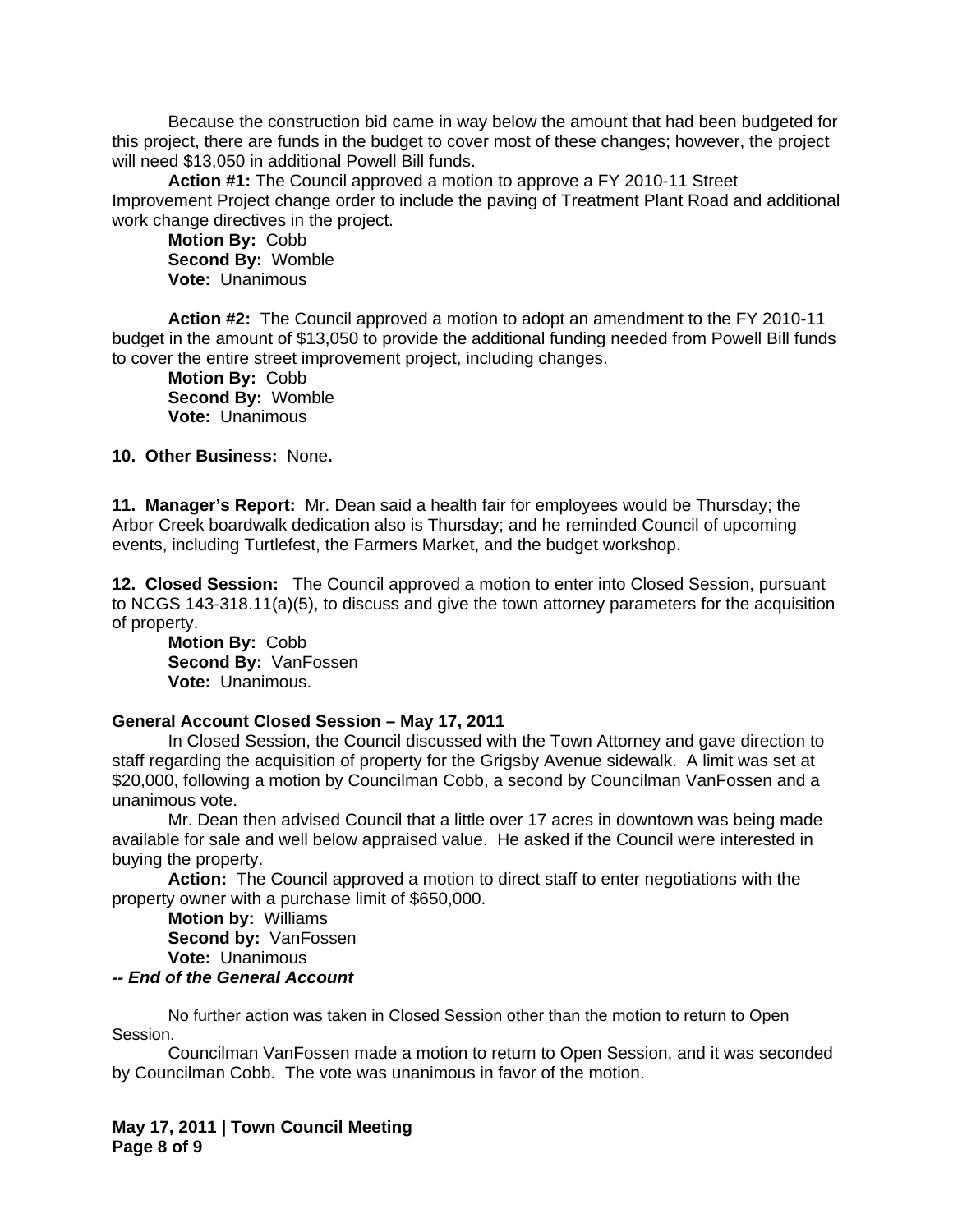Because the construction bid came in way below the amount that had been budgeted for this project, there are funds in the budget to cover most of these changes; however, the project will need $13,050 in additional Powell Bill funds.

**Action #1:** The Council approved a motion to approve a FY 2010-11 Street Improvement Project change order to include the paving of Treatment Plant Road and additional work change directives in the project.

**Motion By:** Cobb
**Second By:** Womble
**Vote:** Unanimous

**Action #2:** The Council approved a motion to adopt an amendment to the FY 2010-11 budget in the amount of $13,050 to provide the additional funding needed from Powell Bill funds to cover the entire street improvement project, including changes.

**Motion By:** Cobb
**Second By:** Womble
**Vote:** Unanimous

**10. Other Business:** None**.**

**11. Manager's Report:** Mr. Dean said a health fair for employees would be Thursday; the Arbor Creek boardwalk dedication also is Thursday; and he reminded Council of upcoming events, including Turtlefest, the Farmers Market, and the budget workshop.

**12. Closed Session:** The Council approved a motion to enter into Closed Session, pursuant to NCGS 143-318.11(a)(5), to discuss and give the town attorney parameters for the acquisition of property.

**Motion By:** Cobb
**Second By:** VanFossen
**Vote:** Unanimous.

**General Account Closed Session – May 17, 2011**

In Closed Session, the Council discussed with the Town Attorney and gave direction to staff regarding the acquisition of property for the Grigsby Avenue sidewalk. A limit was set at $20,000, following a motion by Councilman Cobb, a second by Councilman VanFossen and a unanimous vote.

Mr. Dean then advised Council that a little over 17 acres in downtown was being made available for sale and well below appraised value. He asked if the Council were interested in buying the property.

**Action:** The Council approved a motion to direct staff to enter negotiations with the property owner with a purchase limit of $650,000.

**Motion by:** Williams
**Second by:** VanFossen
**Vote:** Unanimous

***-- End of the General Account***

No further action was taken in Closed Session other than the motion to return to Open Session.

Councilman VanFossen made a motion to return to Open Session, and it was seconded by Councilman Cobb. The vote was unanimous in favor of the motion.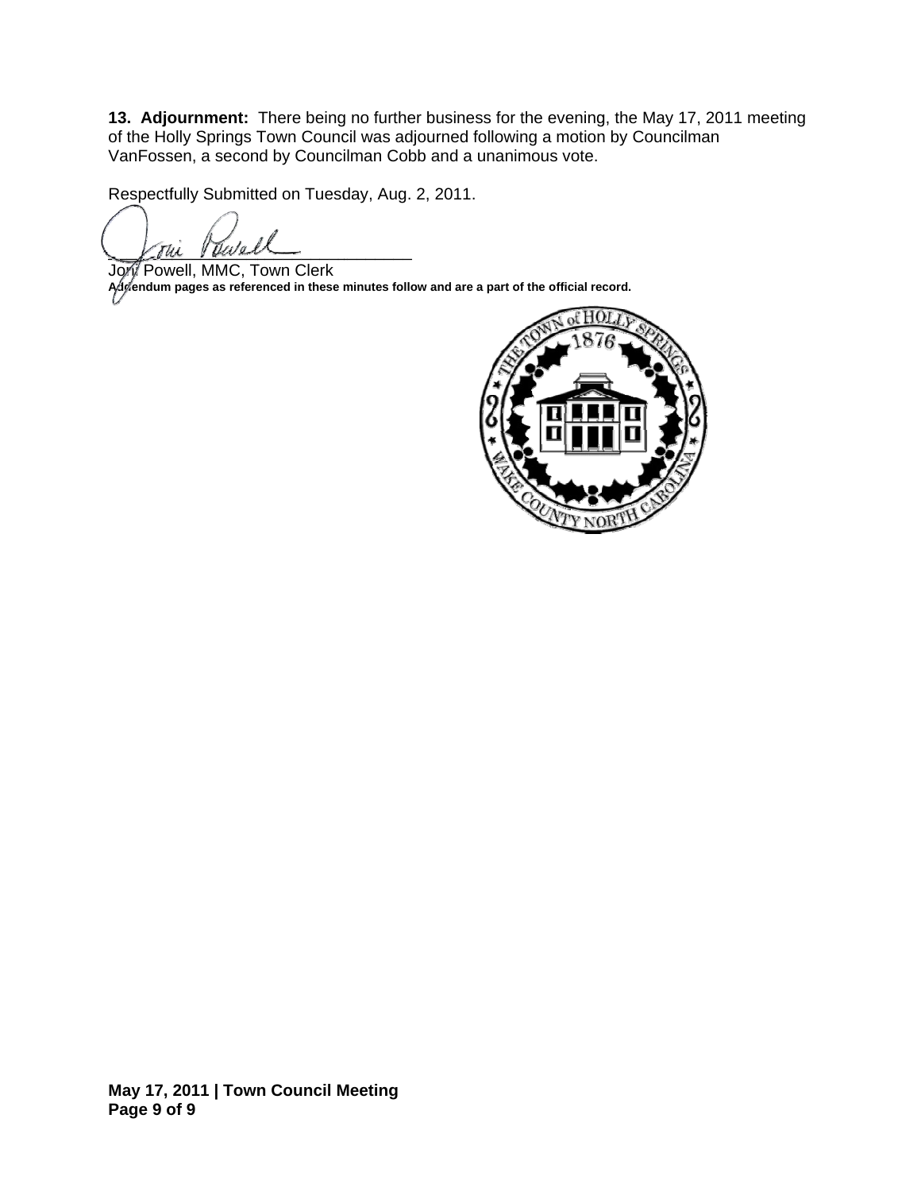**13. Adjournment:** There being no further business for the evening, the May 17, 2011 meeting of the Holly Springs Town Council was adjourned following a motion by Councilman VanFossen, a second by Councilman Cobb and a unanimous vote.

Respectfully Submitted on Tuesday, Aug. 2, 2011.

\_\_\_\_\_\_\_\_\_\_\_\_\_\_\_\_\_\_\_\_\_\_\_\_\_\_\_\_\_\_

Joni Powell, MMC, Town Clerk

**Addendum pages as referenced in these minutes follow and are a part of the official record.**